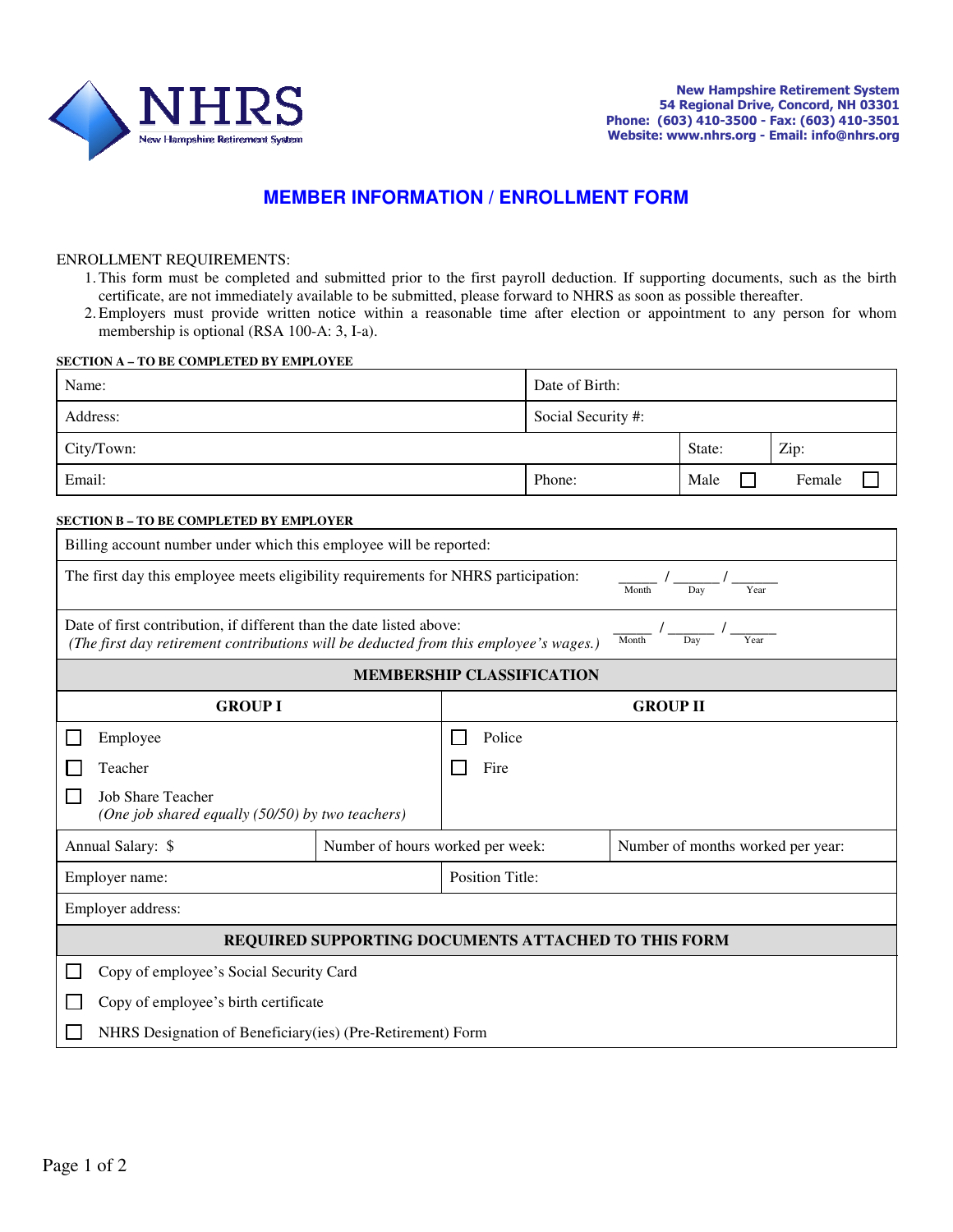NHRS
New Hampshire Retirement System

**New Hampshire Retirement System**
**54 Regional Drive, Concord, NH 03301**
**Phone: (603) 410-3500 - Fax: (603) 410-3501**
**Website: www.nhrs.org - Email: info@nhrs.org**

# MEMBER INFORMATION / ENROLLMENT FORM

ENROLLMENT REQUIREMENTS:

1. This form must be completed and submitted prior to the first payroll deduction. If supporting documents, such as the birth certificate, are not immediately available to be submitted, please forward to NHRS as soon as possible thereafter.
2. Employers must provide written notice within a reasonable time after election or appointment to any person for whom membership is optional (RSA 100-A: 3, I-a).

**SECTION A – TO BE COMPLETED BY EMPLOYEE**

| Name: | | Date of Birth: | |
|---|---|---|---|
| Address: | | Social Security #: | |
| City/Town: | | State: | Zip: |
| Email: | Phone: | Male ☐ | Female ☐ |

**SECTION B – TO BE COMPLETED BY EMPLOYER**

| Billing account number under which this employee will be reported: | | |
|---|---|---|
| The first day this employee meets eligibility requirements for NHRS participation: | | _____ / _____ / _____ (Month / Day / Year) |
| Date of first contribution, if different than the date listed above: *(The first day retirement contributions will be deducted from this employee's wages.)* | | _____ / _____ / _____ (Month / Day / Year) |
| **MEMBERSHIP CLASSIFICATION** | | |
| **GROUP I** | **GROUP II** | |
| ☐ Employee | ☐ Police | |
| ☐ Teacher | ☐ Fire | |
| ☐ Job Share Teacher *(One job shared equally (50/50) by two teachers)* | | |
| Annual Salary: $ | Number of hours worked per week: | Number of months worked per year: |
| Employer name: | Position Title: | |
| Employer address: | | |
| **REQUIRED SUPPORTING DOCUMENTS ATTACHED TO THIS FORM** | | |
| ☐ Copy of employee's Social Security Card | | |
| ☐ Copy of employee's birth certificate | | |
| ☐ NHRS Designation of Beneficiary(ies) (Pre-Retirement) Form | | |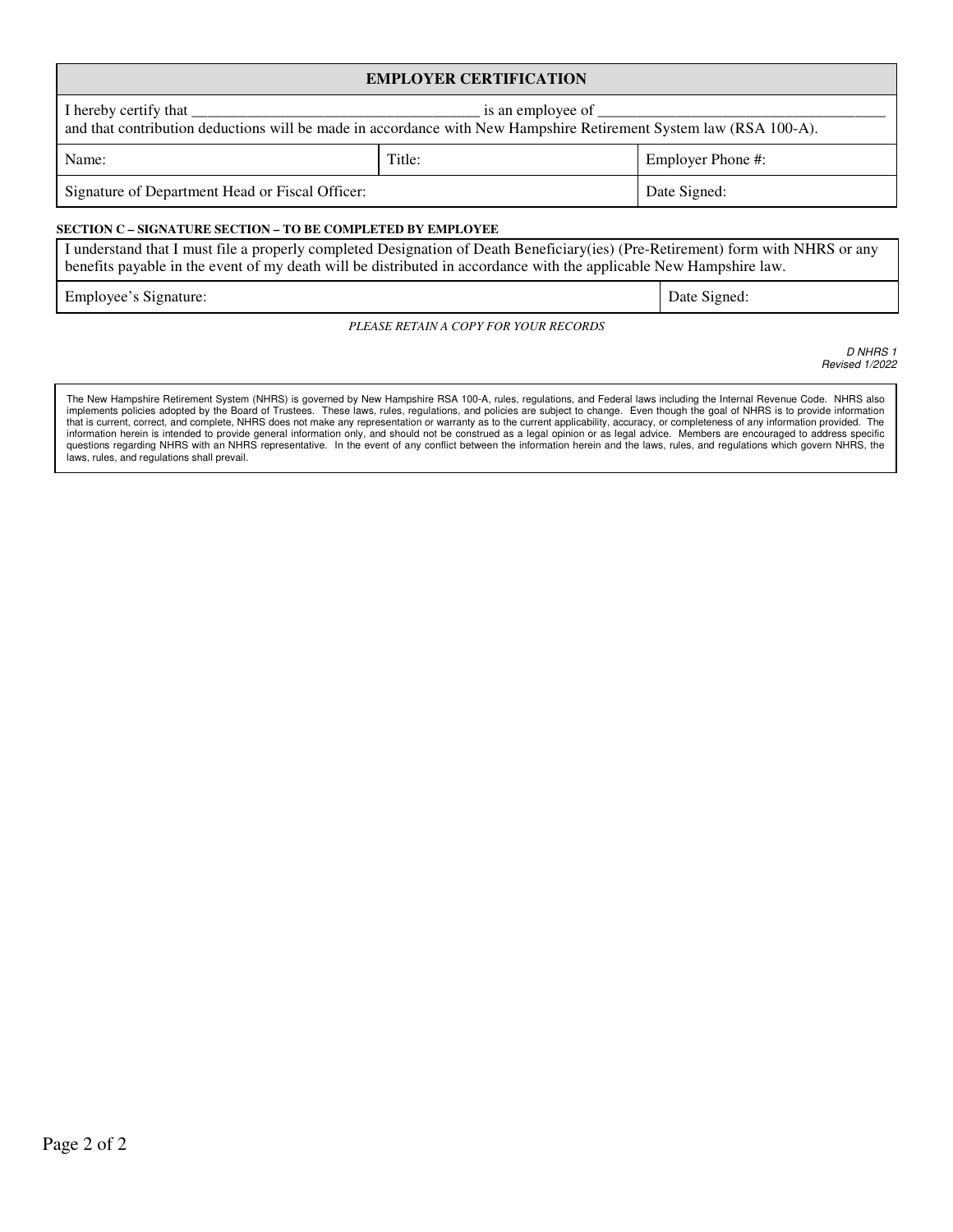## EMPLOYER CERTIFICATION

I hereby certify that ____________________________________ is an employee of ____________________________________
and that contribution deductions will be made in accordance with New Hampshire Retirement System law (RSA 100-A).

| | | |
|---|---|---|
| Name: | Title: | Employer Phone #: |
| Signature of Department Head or Fiscal Officer: | | Date Signed: |

**SECTION C – SIGNATURE SECTION – TO BE COMPLETED BY EMPLOYEE**

I understand that I must file a properly completed Designation of Death Beneficiary(ies) (Pre-Retirement) form with NHRS or any benefits payable in the event of my death will be distributed in accordance with the applicable New Hampshire law.

| | |
|---|---|
| Employee's Signature: | Date Signed: |

*PLEASE RETAIN A COPY FOR YOUR RECORDS*

*D NHRS 1*
*Revised 1/2022*

The New Hampshire Retirement System (NHRS) is governed by New Hampshire RSA 100-A, rules, regulations, and Federal laws including the Internal Revenue Code. NHRS also implements policies adopted by the Board of Trustees. These laws, rules, regulations, and policies are subject to change. Even though the goal of NHRS is to provide information that is current, correct, and complete, NHRS does not make any representation or warranty as to the current applicability, accuracy, or completeness of any information provided. The information herein is intended to provide general information only, and should not be construed as a legal opinion or as legal advice. Members are encouraged to address specific questions regarding NHRS with an NHRS representative. In the event of any conflict between the information herein and the laws, rules, and regulations which govern NHRS, the laws, rules, and regulations shall prevail.